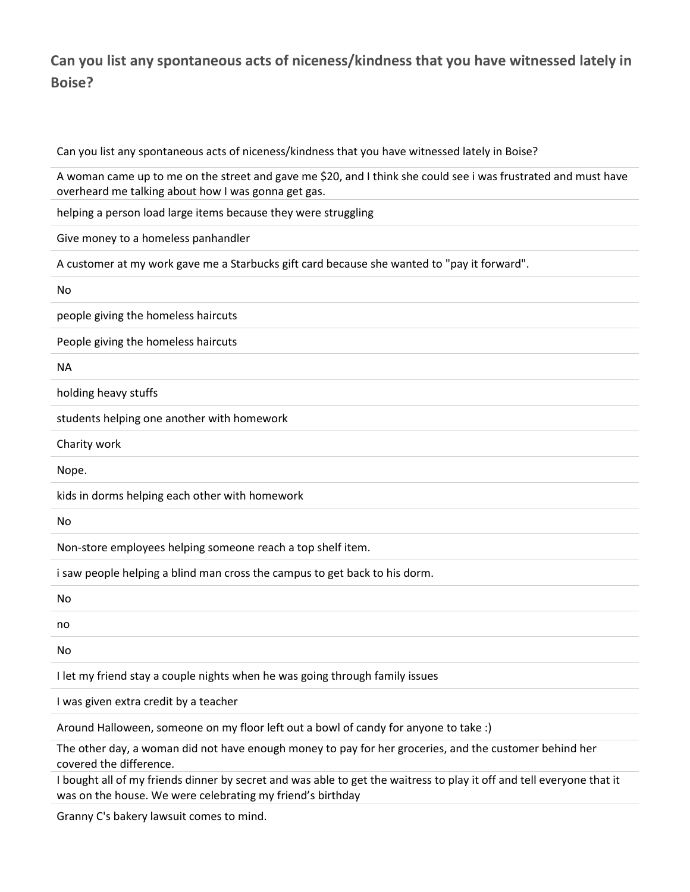## Can you list any spontaneous acts of niceness/kindness that you have witnessed lately in Boise?

| Can you list any spontaneous acts of niceness/kindness that you have witnessed lately in Boise? |
| --- |
| A woman came up to me on the street and gave me $20, and I think she could see i was frustrated and must have overheard me talking about how I was gonna get gas. |
| helping a person load large items because they were struggling |
| Give money to a homeless panhandler |
| A customer at my work gave me a Starbucks gift card because she wanted to "pay it forward". |
| No |
| people giving the homeless haircuts |
| People giving the homeless haircuts |
| NA |
| holding heavy stuffs |
| students helping one another with homework |
| Charity work |
| Nope. |
| kids in dorms helping each other with homework |
| No |
| Non-store employees helping someone reach a top shelf item. |
| i saw people helping a blind man cross the campus to get back to his dorm. |
| No |
| no |
| No |
| I let my friend stay a couple nights when he was going through family issues |
| I was given extra credit by a teacher |
| Around Halloween, someone on my floor left out a bowl of candy for anyone to take :) |
| The other day, a woman did not have enough money to pay for her groceries, and the customer behind her covered the difference. |
| I bought all of my friends dinner by secret and was able to get the waitress to play it off and tell everyone that it was on the house. We were celebrating my friend's birthday |
| Granny C's bakery lawsuit comes to mind. |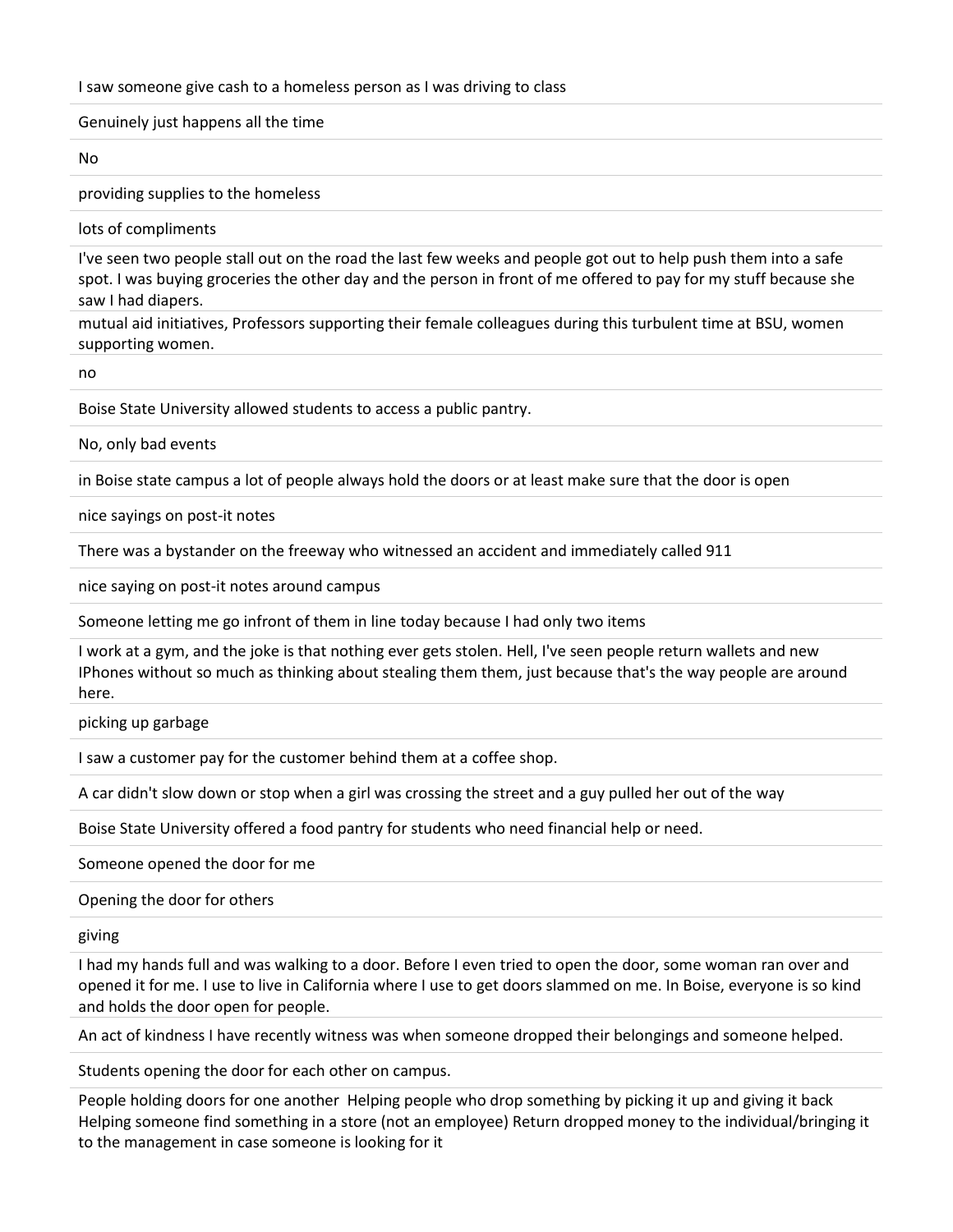I saw someone give cash to a homeless person as I was driving to class

Genuinely just happens all the time

No

providing supplies to the homeless

lots of compliments

I've seen two people stall out on the road the last few weeks and people got out to help push them into a safe spot. I was buying groceries the other day and the person in front of me offered to pay for my stuff because she saw I had diapers.

mutual aid initiatives, Professors supporting their female colleagues during this turbulent time at BSU, women supporting women.

no

Boise State University allowed students to access a public pantry.

No, only bad events

in Boise state campus a lot of people always hold the doors or at least make sure that the door is open

nice sayings on post-it notes

There was a bystander on the freeway who witnessed an accident and immediately called 911

nice saying on post-it notes around campus

Someone letting me go infront of them in line today because I had only two items

I work at a gym, and the joke is that nothing ever gets stolen. Hell, I've seen people return wallets and new IPhones without so much as thinking about stealing them them, just because that's the way people are around here.

picking up garbage

I saw a customer pay for the customer behind them at a coffee shop.

A car didn't slow down or stop when a girl was crossing the street and a guy pulled her out of the way

Boise State University offered a food pantry for students who need financial help or need.

Someone opened the door for me

Opening the door for others

giving

I had my hands full and was walking to a door. Before I even tried to open the door, some woman ran over and opened it for me. I use to live in California where I use to get doors slammed on me. In Boise, everyone is so kind and holds the door open for people.

An act of kindness I have recently witness was when someone dropped their belongings and someone helped.

Students opening the door for each other on campus.

People holding doors for one another Helping people who drop something by picking it up and giving it back Helping someone find something in a store (not an employee) Return dropped money to the individual/bringing it to the management in case someone is looking for it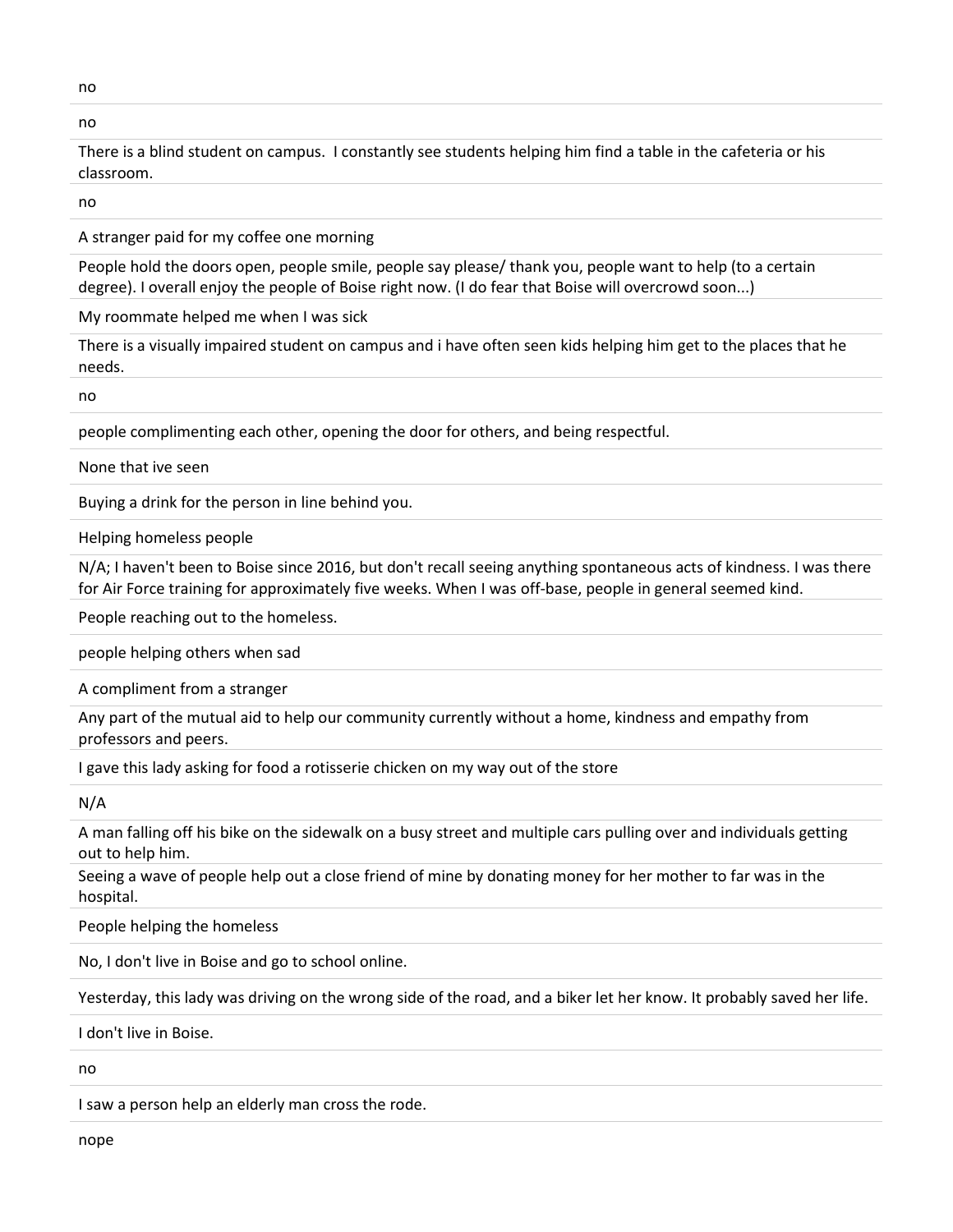no

no

There is a blind student on campus. I constantly see students helping him find a table in the cafeteria or his classroom.

no

A stranger paid for my coffee one morning

People hold the doors open, people smile, people say please/ thank you, people want to help (to a certain degree). I overall enjoy the people of Boise right now. (I do fear that Boise will overcrowd soon...)

My roommate helped me when I was sick

There is a visually impaired student on campus and i have often seen kids helping him get to the places that he needs.

no

people complimenting each other, opening the door for others, and being respectful.

None that ive seen

Buying a drink for the person in line behind you.

Helping homeless people

N/A; I haven't been to Boise since 2016, but don't recall seeing anything spontaneous acts of kindness. I was there for Air Force training for approximately five weeks. When I was off-base, people in general seemed kind.

People reaching out to the homeless.

people helping others when sad

A compliment from a stranger

Any part of the mutual aid to help our community currently without a home, kindness and empathy from professors and peers.

I gave this lady asking for food a rotisserie chicken on my way out of the store

N/A

A man falling off his bike on the sidewalk on a busy street and multiple cars pulling over and individuals getting out to help him.

Seeing a wave of people help out a close friend of mine by donating money for her mother to far was in the hospital.

People helping the homeless

No, I don't live in Boise and go to school online.

Yesterday, this lady was driving on the wrong side of the road, and a biker let her know. It probably saved her life.

I don't live in Boise.

no

I saw a person help an elderly man cross the rode.

nope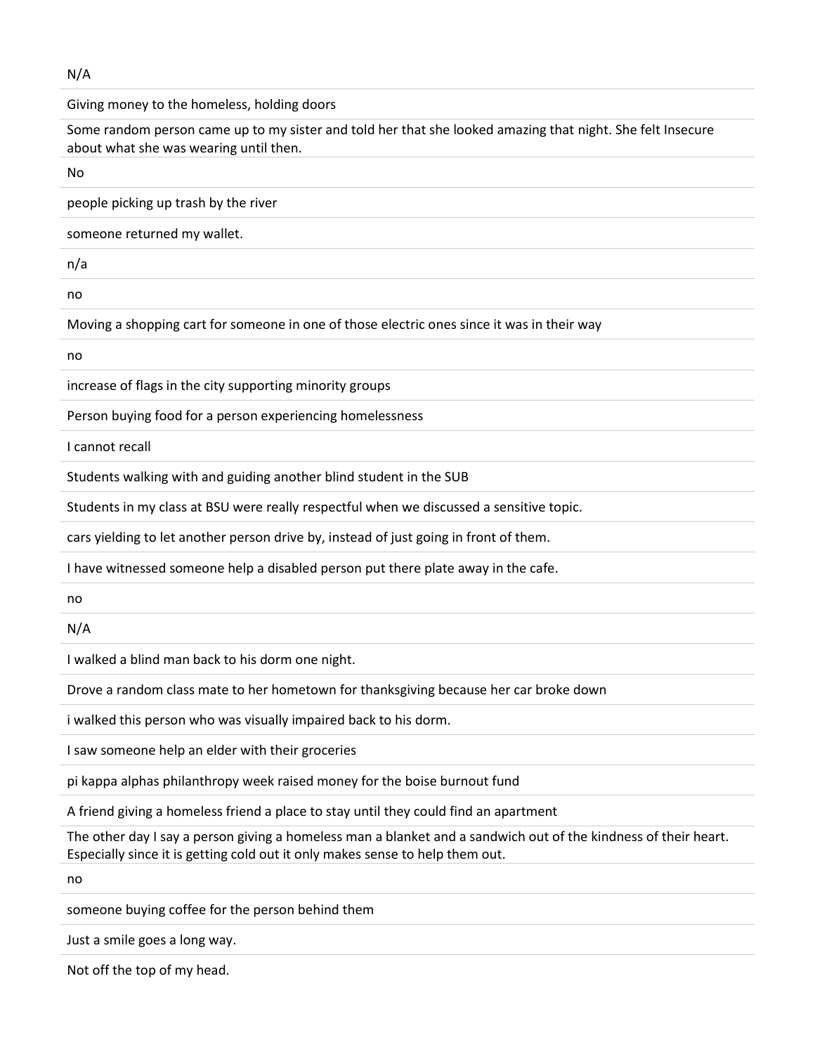N/A

Giving money to the homeless, holding doors

Some random person came up to my sister and told her that she looked amazing that night. She felt Insecure about what she was wearing until then.

No

people picking up trash by the river

someone returned my wallet.

n/a

no

Moving a shopping cart for someone in one of those electric ones since it was in their way

no

increase of flags in the city supporting minority groups

Person buying food for a person experiencing homelessness

I cannot recall

Students walking with and guiding another blind student in the SUB

Students in my class at BSU were really respectful when we discussed a sensitive topic.

cars yielding to let another person drive by, instead of just going in front of them.

I have witnessed someone help a disabled person put there plate away in the cafe.

no

N/A

I walked a blind man back to his dorm one night.

Drove a random class mate to her hometown for thanksgiving because her car broke down

i walked this person who was visually impaired back to his dorm.

I saw someone help an elder with their groceries

pi kappa alphas philanthropy week raised money for the boise burnout fund

A friend giving a homeless friend a place to stay until they could find an apartment

The other day I say a person giving a homeless man a blanket and a sandwich out of the kindness of their heart. Especially since it is getting cold out it only makes sense to help them out.

no

someone buying coffee for the person behind them

Just a smile goes a long way.

Not off the top of my head.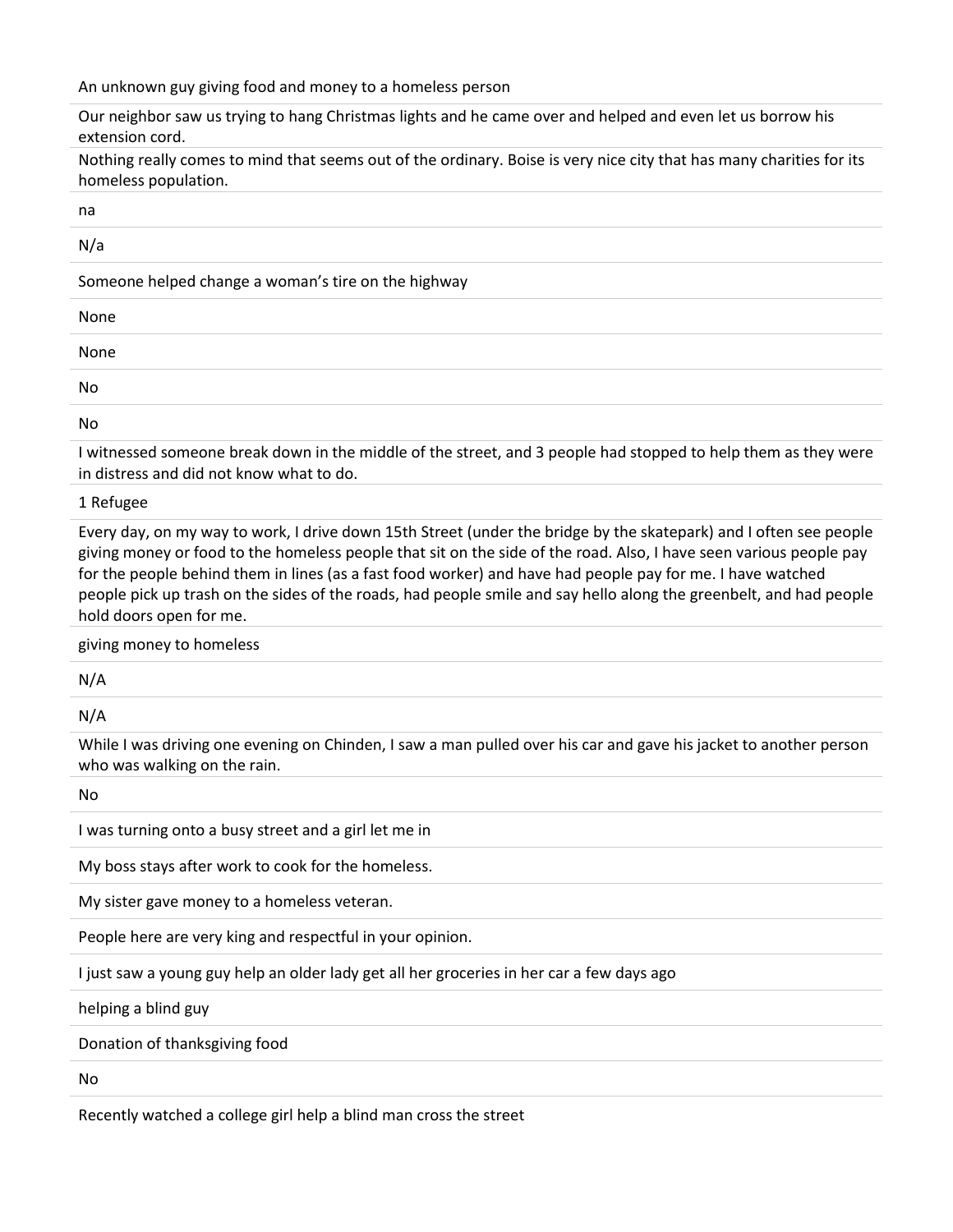An unknown guy giving food and money to a homeless person

Our neighbor saw us trying to hang Christmas lights and he came over and helped and even let us borrow his extension cord.

Nothing really comes to mind that seems out of the ordinary. Boise is very nice city that has many charities for its homeless population.

na

N/a

Someone helped change a woman's tire on the highway

None

None

No

No

I witnessed someone break down in the middle of the street, and 3 people had stopped to help them as they were in distress and did not know what to do.

1 Refugee

Every day, on my way to work, I drive down 15th Street (under the bridge by the skatepark) and I often see people giving money or food to the homeless people that sit on the side of the road. Also, I have seen various people pay for the people behind them in lines (as a fast food worker) and have had people pay for me. I have watched people pick up trash on the sides of the roads, had people smile and say hello along the greenbelt, and had people hold doors open for me.

giving money to homeless

N/A

N/A

While I was driving one evening on Chinden, I saw a man pulled over his car and gave his jacket to another person who was walking on the rain.

No

I was turning onto a busy street and a girl let me in

My boss stays after work to cook for the homeless.

My sister gave money to a homeless veteran.

People here are very king and respectful in your opinion.

I just saw a young guy help an older lady get all her groceries in her car a few days ago

helping a blind guy

Donation of thanksgiving food

No

Recently watched a college girl help a blind man cross the street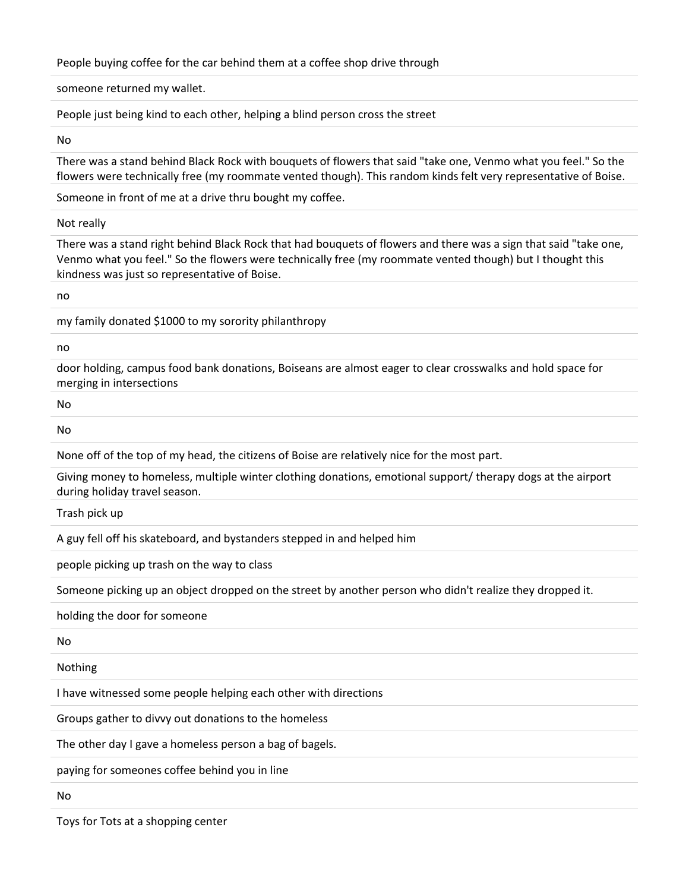People buying coffee for the car behind them at a coffee shop drive through

someone returned my wallet.

People just being kind to each other, helping a blind person cross the street

No

There was a stand behind Black Rock with bouquets of flowers that said "take one, Venmo what you feel." So the flowers were technically free (my roommate vented though). This random kinds felt very representative of Boise.

Someone in front of me at a drive thru bought my coffee.

Not really

There was a stand right behind Black Rock that had bouquets of flowers and there was a sign that said "take one, Venmo what you feel." So the flowers were technically free (my roommate vented though) but I thought this kindness was just so representative of Boise.

no

my family donated $1000 to my sorority philanthropy

no

door holding, campus food bank donations, Boiseans are almost eager to clear crosswalks and hold space for merging in intersections

No

No

None off of the top of my head, the citizens of Boise are relatively nice for the most part.

Giving money to homeless, multiple winter clothing donations, emotional support/ therapy dogs at the airport during holiday travel season.

Trash pick up

A guy fell off his skateboard, and bystanders stepped in and helped him

people picking up trash on the way to class

Someone picking up an object dropped on the street by another person who didn't realize they dropped it.

holding the door for someone

No

Nothing

I have witnessed some people helping each other with directions

Groups gather to divvy out donations to the homeless

The other day I gave a homeless person a bag of bagels.

paying for someones coffee behind you in line

No

Toys for Tots at a shopping center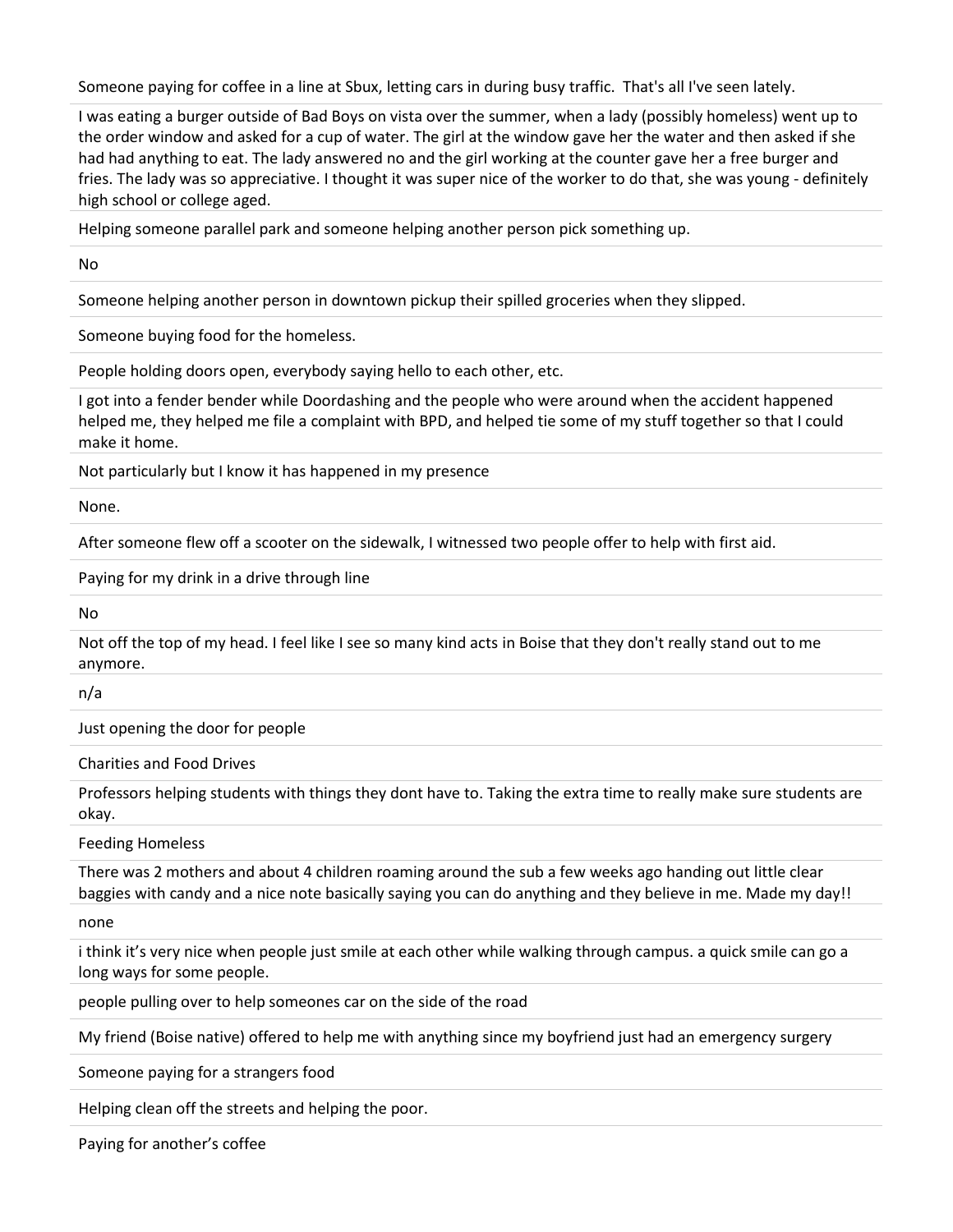Someone paying for coffee in a line at Sbux, letting cars in during busy traffic.  That's all I've seen lately.

I was eating a burger outside of Bad Boys on vista over the summer, when a lady (possibly homeless) went up to the order window and asked for a cup of water. The girl at the window gave her the water and then asked if she had had anything to eat. The lady answered no and the girl working at the counter gave her a free burger and fries. The lady was so appreciative. I thought it was super nice of the worker to do that, she was young - definitely high school or college aged.

Helping someone parallel park and someone helping another person pick something up.

No

Someone helping another person in downtown pickup their spilled groceries when they slipped.

Someone buying food for the homeless.

People holding doors open, everybody saying hello to each other, etc.

I got into a fender bender while Doordashing and the people who were around when the accident happened helped me, they helped me file a complaint with BPD, and helped tie some of my stuff together so that I could make it home.

Not particularly but I know it has happened in my presence

None.

After someone flew off a scooter on the sidewalk, I witnessed two people offer to help with first aid.

Paying for my drink in a drive through line

No

Not off the top of my head. I feel like I see so many kind acts in Boise that they don't really stand out to me anymore.

n/a

Just opening the door for people

Charities and Food Drives

Professors helping students with things they dont have to. Taking the extra time to really make sure students are okay.

Feeding Homeless

There was 2 mothers and about 4 children roaming around the sub a few weeks ago handing out little clear baggies with candy and a nice note basically saying you can do anything and they believe in me. Made my day!!

none

i think it's very nice when people just smile at each other while walking through campus. a quick smile can go a long ways for some people.

people pulling over to help someones car on the side of the road

My friend (Boise native) offered to help me with anything since my boyfriend just had an emergency surgery

Someone paying for a strangers food

Helping clean off the streets and helping the poor.

Paying for another's coffee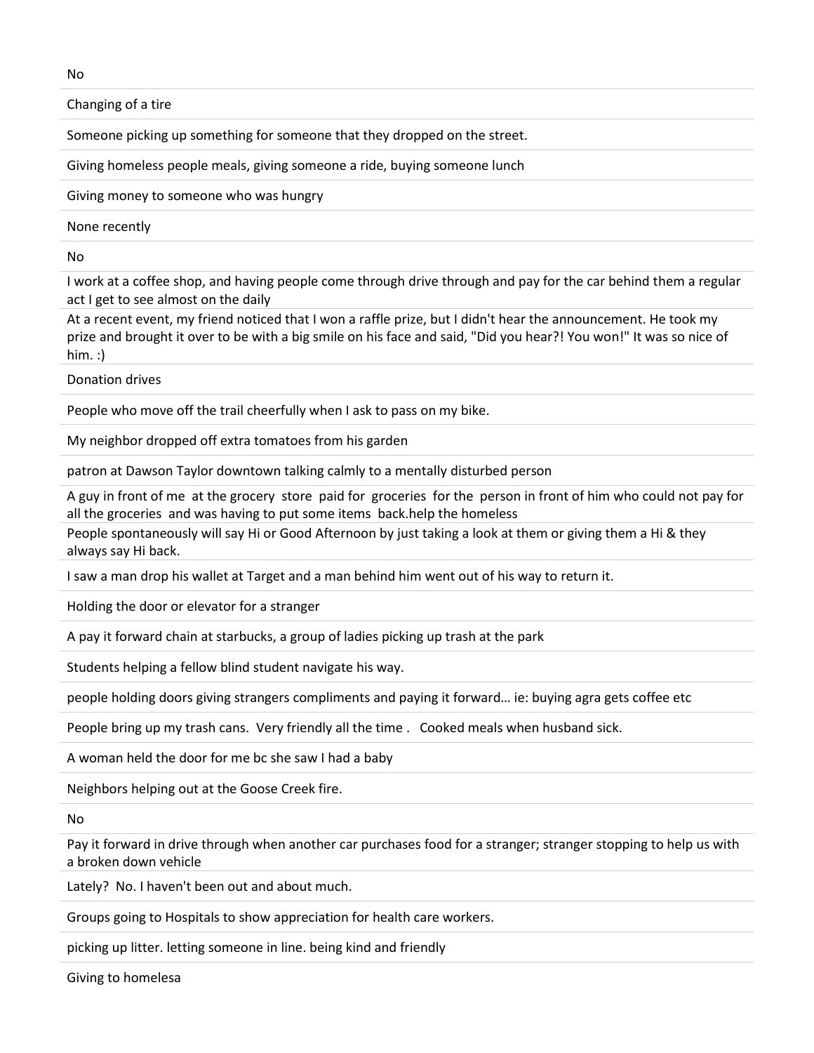No

Changing of a tire

Someone picking up something for someone that they dropped on the street.

Giving homeless people meals, giving someone a ride, buying someone lunch

Giving money to someone who was hungry

None recently

No

I work at a coffee shop, and having people come through drive through and pay for the car behind them a regular act I get to see almost on the daily

At a recent event, my friend noticed that I won a raffle prize, but I didn't hear the announcement. He took my prize and brought it over to be with a big smile on his face and said, "Did you hear?! You won!" It was so nice of him. :)

Donation drives

People who move off the trail cheerfully when I ask to pass on my bike.

My neighbor dropped off extra tomatoes from his garden

patron at Dawson Taylor downtown talking calmly to a mentally disturbed person

A guy in front of me at the grocery store paid for groceries for the person in front of him who could not pay for all the groceries and was having to put some items back.help the homeless

People spontaneously will say Hi or Good Afternoon by just taking a look at them or giving them a Hi & they always say Hi back.

I saw a man drop his wallet at Target and a man behind him went out of his way to return it.

Holding the door or elevator for a stranger

A pay it forward chain at starbucks, a group of ladies picking up trash at the park

Students helping a fellow blind student navigate his way.

people holding doors giving strangers compliments and paying it forward… ie: buying agra gets coffee etc

People bring up my trash cans. Very friendly all the time . Cooked meals when husband sick.

A woman held the door for me bc she saw I had a baby

Neighbors helping out at the Goose Creek fire.

No

Pay it forward in drive through when another car purchases food for a stranger; stranger stopping to help us with a broken down vehicle

Lately? No. I haven't been out and about much.

Groups going to Hospitals to show appreciation for health care workers.

picking up litter. letting someone in line. being kind and friendly

Giving to homelesa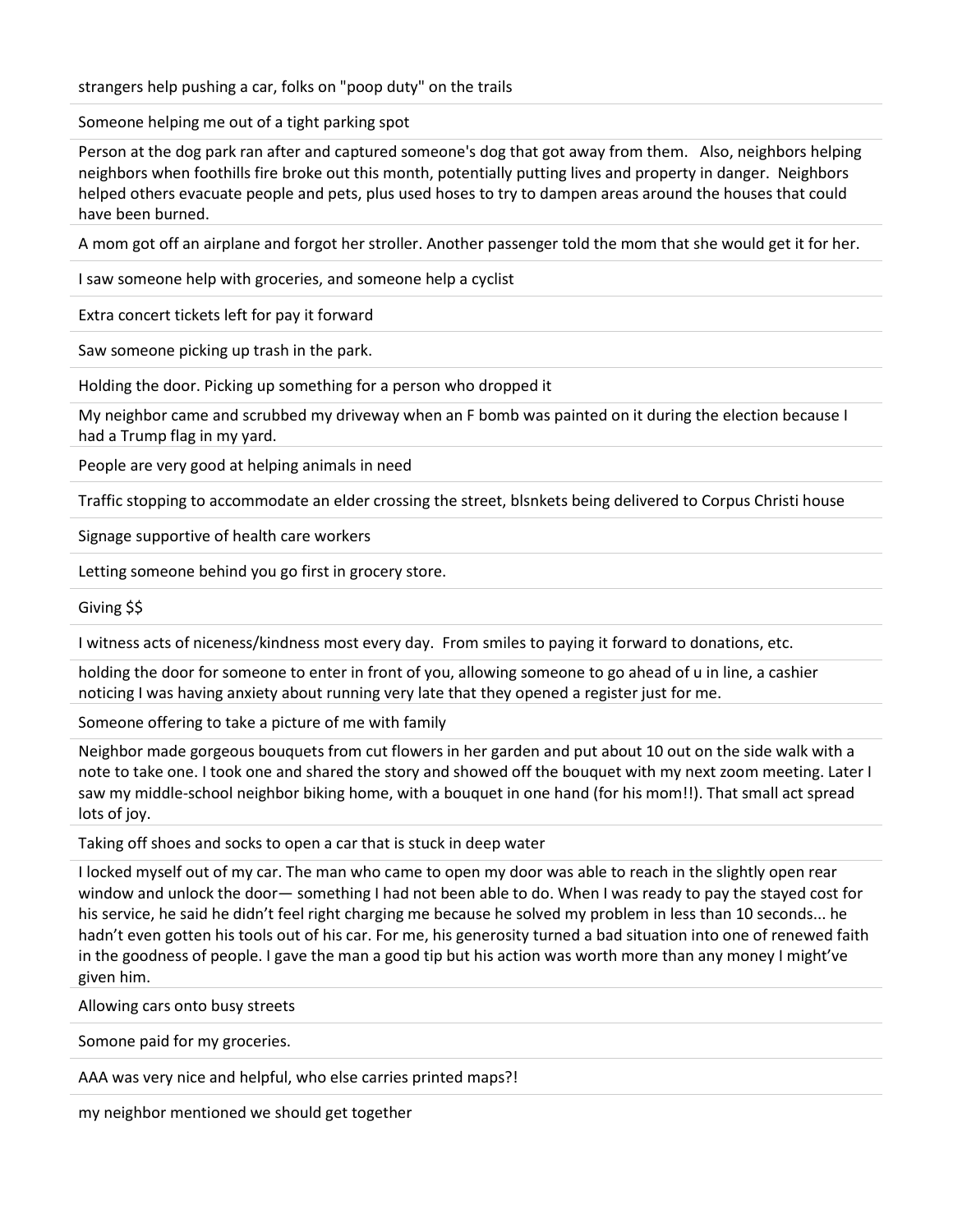strangers help pushing a car, folks on "poop duty" on the trails

Someone helping me out of a tight parking spot

Person at the dog park ran after and captured someone's dog that got away from them. Also, neighbors helping neighbors when foothills fire broke out this month, potentially putting lives and property in danger. Neighbors helped others evacuate people and pets, plus used hoses to try to dampen areas around the houses that could have been burned.

A mom got off an airplane and forgot her stroller. Another passenger told the mom that she would get it for her.

I saw someone help with groceries, and someone help a cyclist

Extra concert tickets left for pay it forward

Saw someone picking up trash in the park.

Holding the door. Picking up something for a person who dropped it

My neighbor came and scrubbed my driveway when an F bomb was painted on it during the election because I had a Trump flag in my yard.

People are very good at helping animals in need

Traffic stopping to accommodate an elder crossing the street, blsnkets being delivered to Corpus Christi house

Signage supportive of health care workers

Letting someone behind you go first in grocery store.

Giving $$

I witness acts of niceness/kindness most every day. From smiles to paying it forward to donations, etc.

holding the door for someone to enter in front of you, allowing someone to go ahead of u in line, a cashier noticing I was having anxiety about running very late that they opened a register just for me.

Someone offering to take a picture of me with family

Neighbor made gorgeous bouquets from cut flowers in her garden and put about 10 out on the side walk with a note to take one. I took one and shared the story and showed off the bouquet with my next zoom meeting. Later I saw my middle-school neighbor biking home, with a bouquet in one hand (for his mom!!). That small act spread lots of joy.

Taking off shoes and socks to open a car that is stuck in deep water

I locked myself out of my car. The man who came to open my door was able to reach in the slightly open rear window and unlock the door— something I had not been able to do. When I was ready to pay the stayed cost for his service, he said he didn't feel right charging me because he solved my problem in less than 10 seconds... he hadn't even gotten his tools out of his car. For me, his generosity turned a bad situation into one of renewed faith in the goodness of people. I gave the man a good tip but his action was worth more than any money I might've given him.

Allowing cars onto busy streets

Somone paid for my groceries.

AAA was very nice and helpful, who else carries printed maps?!

my neighbor mentioned we should get together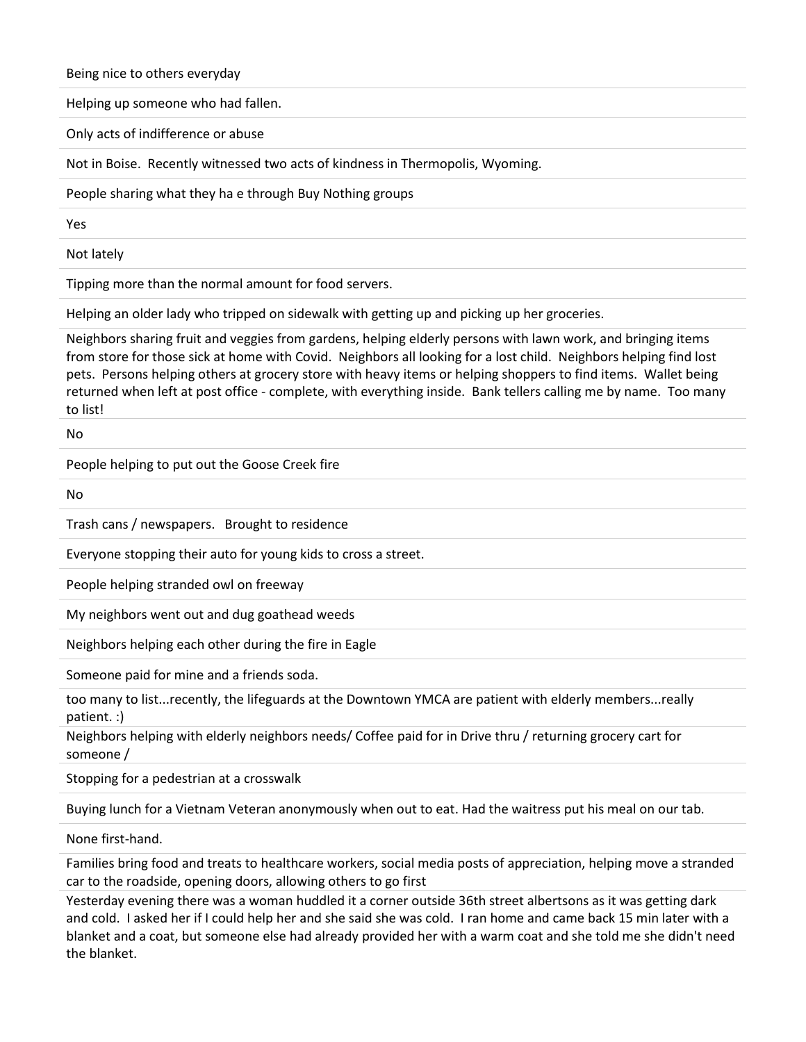Being nice to others everyday

Helping up someone who had fallen.

Only acts of indifference or abuse

Not in Boise. Recently witnessed two acts of kindness in Thermopolis, Wyoming.

People sharing what they ha e through Buy Nothing groups

Yes

Not lately

Tipping more than the normal amount for food servers.

Helping an older lady who tripped on sidewalk with getting up and picking up her groceries.

Neighbors sharing fruit and veggies from gardens, helping elderly persons with lawn work, and bringing items from store for those sick at home with Covid. Neighbors all looking for a lost child. Neighbors helping find lost pets. Persons helping others at grocery store with heavy items or helping shoppers to find items. Wallet being returned when left at post office - complete, with everything inside. Bank tellers calling me by name. Too many to list!

No

People helping to put out the Goose Creek fire

No

Trash cans / newspapers. Brought to residence

Everyone stopping their auto for young kids to cross a street.

People helping stranded owl on freeway

My neighbors went out and dug goathead weeds

Neighbors helping each other during the fire in Eagle

Someone paid for mine and a friends soda.

too many to list...recently, the lifeguards at the Downtown YMCA are patient with elderly members...really patient. :)

Neighbors helping with elderly neighbors needs/ Coffee paid for in Drive thru / returning grocery cart for someone /

Stopping for a pedestrian at a crosswalk

Buying lunch for a Vietnam Veteran anonymously when out to eat. Had the waitress put his meal on our tab.

None first-hand.

Families bring food and treats to healthcare workers, social media posts of appreciation, helping move a stranded car to the roadside, opening doors, allowing others to go first

Yesterday evening there was a woman huddled it a corner outside 36th street albertsons as it was getting dark and cold. I asked her if I could help her and she said she was cold. I ran home and came back 15 min later with a blanket and a coat, but someone else had already provided her with a warm coat and she told me she didn't need the blanket.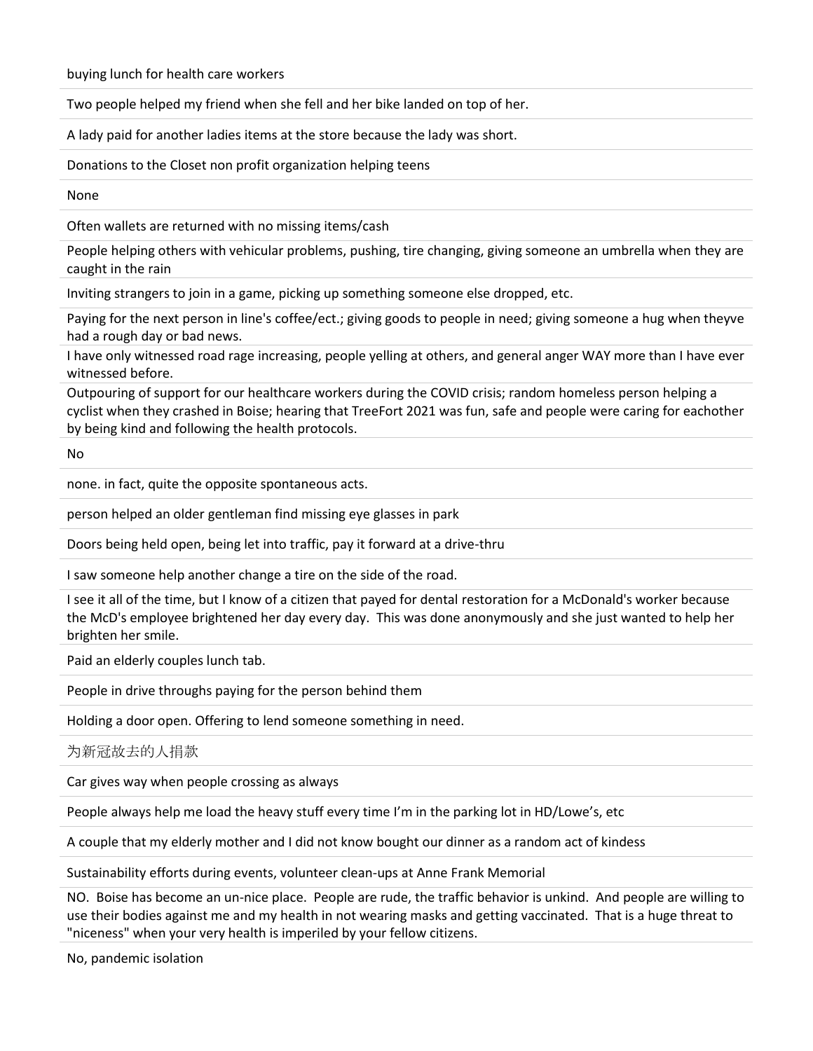buying lunch for health care workers

Two people helped my friend when she fell and her bike landed on top of her.

A lady paid for another ladies items at the store because the lady was short.

Donations to the Closet non profit organization helping teens

None

Often wallets are returned with no missing items/cash

People helping others with vehicular problems, pushing, tire changing, giving someone an umbrella when they are caught in the rain

Inviting strangers to join in a game, picking up something someone else dropped, etc.

Paying for the next person in line's coffee/ect.; giving goods to people in need; giving someone a hug when theyve had a rough day or bad news.

I have only witnessed road rage increasing, people yelling at others, and general anger WAY more than I have ever witnessed before.

Outpouring of support for our healthcare workers during the COVID crisis; random homeless person helping a cyclist when they crashed in Boise; hearing that TreeFort 2021 was fun, safe and people were caring for eachother by being kind and following the health protocols.

No

none. in fact, quite the opposite spontaneous acts.

person helped an older gentleman find missing eye glasses in park

Doors being held open, being let into traffic, pay it forward at a drive-thru

I saw someone help another change a tire on the side of the road.

I see it all of the time, but I know of a citizen that payed for dental restoration for a McDonald's worker because the McD's employee brightened her day every day. This was done anonymously and she just wanted to help her brighten her smile.

Paid an elderly couples lunch tab.

People in drive throughs paying for the person behind them

Holding a door open. Offering to lend someone something in need.

为新冠故去的人捐款

Car gives way when people crossing as always

People always help me load the heavy stuff every time I'm in the parking lot in HD/Lowe's, etc

A couple that my elderly mother and I did not know bought our dinner as a random act of kindess

Sustainability efforts during events, volunteer clean-ups at Anne Frank Memorial

NO. Boise has become an un-nice place. People are rude, the traffic behavior is unkind. And people are willing to use their bodies against me and my health in not wearing masks and getting vaccinated. That is a huge threat to "niceness" when your very health is imperiled by your fellow citizens.

No, pandemic isolation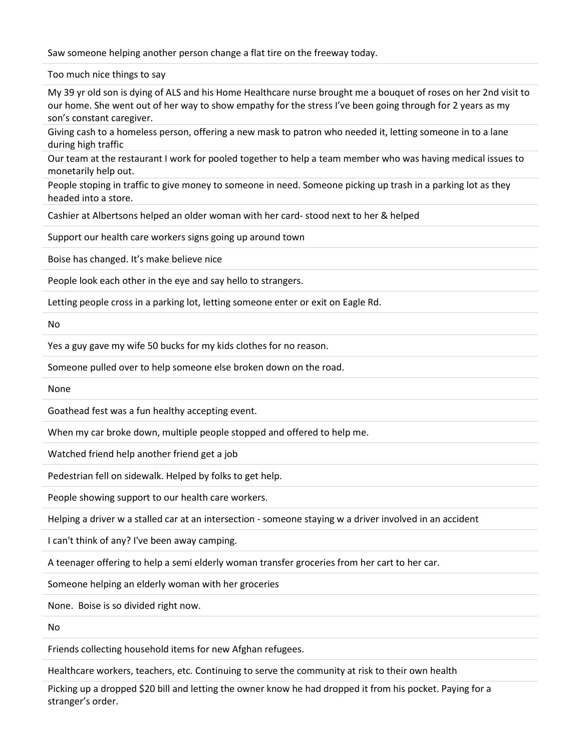Saw someone helping another person change a flat tire on the freeway today.

Too much nice things to say

My 39 yr old son is dying of ALS and his Home Healthcare nurse brought me a bouquet of roses on her 2nd visit to our home. She went out of her way to show empathy for the stress I've been going through for 2 years as my son's constant caregiver.

Giving cash to a homeless person, offering a new mask to patron who needed it, letting someone in to a lane during high traffic

Our team at the restaurant I work for pooled together to help a team member who was having medical issues to monetarily help out.

People stoping in traffic to give money to someone in need. Someone picking up trash in a parking lot as they headed into a store.

Cashier at Albertsons helped an older woman with her card- stood next to her & helped

Support our health care workers signs going up around town

Boise has changed. It's make believe nice

People look each other in the eye and say hello to strangers.

Letting people cross in a parking lot, letting someone enter or exit on Eagle Rd.

No

Yes a guy gave my wife 50 bucks for my kids clothes for no reason.

Someone pulled over to help someone else broken down on the road.

None

Goathead fest was a fun healthy accepting event.

When my car broke down, multiple people stopped and offered to help me.

Watched friend help another friend get a job

Pedestrian fell on sidewalk. Helped by folks to get help.

People showing support to our health care workers.

Helping a driver w a stalled car at an intersection - someone staying w a driver involved in an accident

I can't think of any? I've been away camping.

A teenager offering to help a semi elderly woman transfer groceries from her cart to her car.

Someone helping an elderly woman with her groceries

None. Boise is so divided right now.

No

Friends collecting household items for new Afghan refugees.

Healthcare workers, teachers, etc. Continuing to serve the community at risk to their own health

Picking up a dropped $20 bill and letting the owner know he had dropped it from his pocket. Paying for a stranger's order.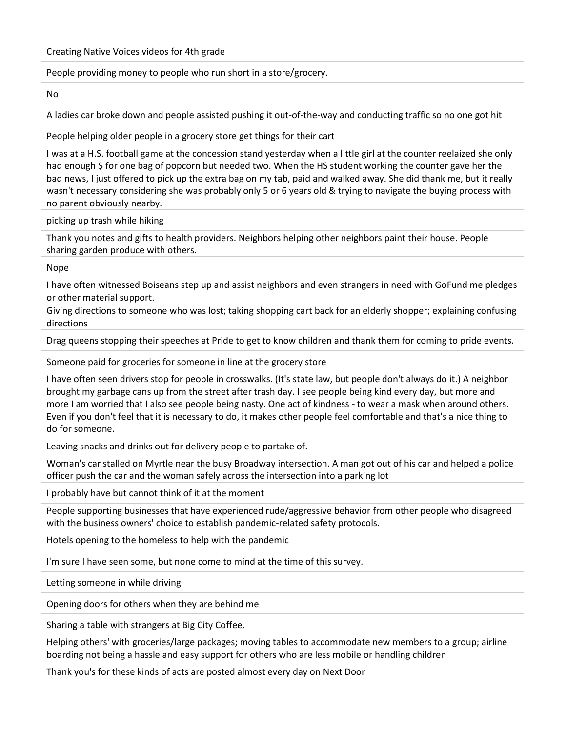Creating Native Voices videos for 4th grade

People providing money to people who run short in a store/grocery.

No

A ladies car broke down and people assisted pushing it out-of-the-way and conducting traffic so no one got hit

People helping older people in a grocery store get things for their cart

I was at a H.S. football game at the concession stand yesterday when a little girl at the counter reelaized she only had enough $ for one bag of popcorn but needed two. When the HS student working the counter gave her the bad news, I just offered to pick up the extra bag on my tab, paid and walked away. She did thank me, but it really wasn't necessary considering she was probably only 5 or 6 years old & trying to navigate the buying process with no parent obviously nearby.

picking up trash while hiking

Thank you notes and gifts to health providers. Neighbors helping other neighbors paint their house. People sharing garden produce with others.

Nope

I have often witnessed Boiseans step up and assist neighbors and even strangers in need with GoFund me pledges or other material support.

Giving directions to someone who was lost; taking shopping cart back for an elderly shopper; explaining confusing directions

Drag queens stopping their speeches at Pride to get to know children and thank them for coming to pride events.

Someone paid for groceries for someone in line at the grocery store

I have often seen drivers stop for people in crosswalks. (It's state law, but people don't always do it.) A neighbor brought my garbage cans up from the street after trash day. I see people being kind every day, but more and more I am worried that I also see people being nasty. One act of kindness - to wear a mask when around others. Even if you don't feel that it is necessary to do, it makes other people feel comfortable and that's a nice thing to do for someone.

Leaving snacks and drinks out for delivery people to partake of.

Woman's car stalled on Myrtle near the busy Broadway intersection. A man got out of his car and helped a police officer push the car and the woman safely across the intersection into a parking lot

I probably have but cannot think of it at the moment

People supporting businesses that have experienced rude/aggressive behavior from other people who disagreed with the business owners' choice to establish pandemic-related safety protocols.

Hotels opening to the homeless to help with the pandemic

I'm sure I have seen some, but none come to mind at the time of this survey.

Letting someone in while driving

Opening doors for others when they are behind me

Sharing a table with strangers at Big City Coffee.

Helping others' with groceries/large packages; moving tables to accommodate new members to a group; airline boarding not being a hassle and easy support for others who are less mobile or handling children

Thank you's for these kinds of acts are posted almost every day on Next Door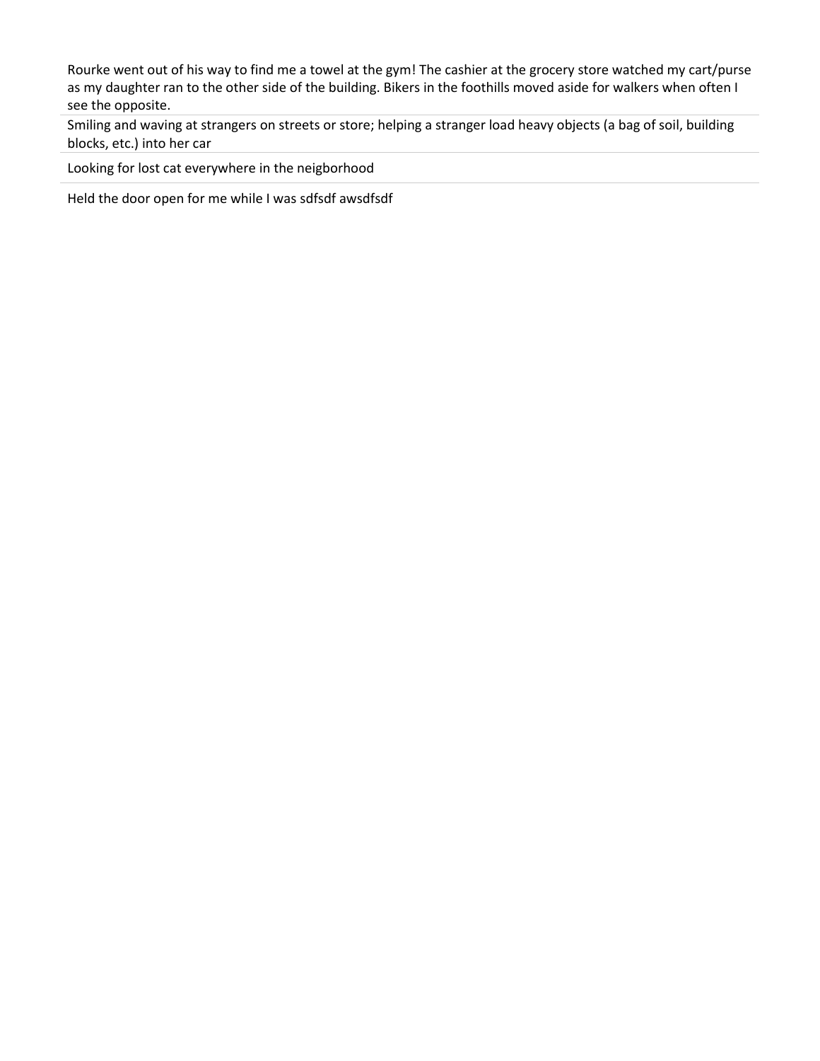Rourke went out of his way to find me a towel at the gym! The cashier at the grocery store watched my cart/purse as my daughter ran to the other side of the building. Bikers in the foothills moved aside for walkers when often I see the opposite.

Smiling and waving at strangers on streets or store; helping a stranger load heavy objects (a bag of soil, building blocks, etc.) into her car

Looking for lost cat everywhere in the neigborhood

Held the door open for me while I was sdfsdf awsdfsdf